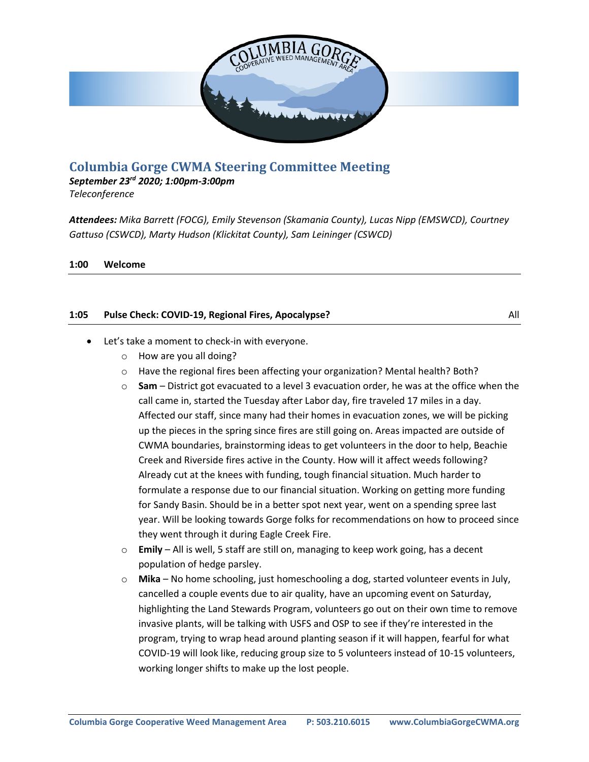# Columbia Gorge CWMA Steering Committee Meeting

***September 23rd 2020; 1:00pm-3:00pm***
*Teleconference*

***Attendees:*** *Mika Barrett (FOCG), Emily Stevenson (Skamania County), Lucas Nipp (EMSWCD), Courtney Gattuso (CSWCD), Marty Hudson (Klickitat County), Sam Leininger (CSWCD)*

**1:00 Welcome**

**1:05 Pulse Check: COVID-19, Regional Fires, Apocalypse?** All

- Let's take a moment to check-in with everyone.
  - How are you all doing?
  - Have the regional fires been affecting your organization? Mental health? Both?
  - **Sam** – District got evacuated to a level 3 evacuation order, he was at the office when the call came in, started the Tuesday after Labor day, fire traveled 17 miles in a day. Affected our staff, since many had their homes in evacuation zones, we will be picking up the pieces in the spring since fires are still going on. Areas impacted are outside of CWMA boundaries, brainstorming ideas to get volunteers in the door to help, Beachie Creek and Riverside fires active in the County. How will it affect weeds following? Already cut at the knees with funding, tough financial situation. Much harder to formulate a response due to our financial situation. Working on getting more funding for Sandy Basin. Should be in a better spot next year, went on a spending spree last year. Will be looking towards Gorge folks for recommendations on how to proceed since they went through it during Eagle Creek Fire.
  - **Emily** – All is well, 5 staff are still on, managing to keep work going, has a decent population of hedge parsley.
  - **Mika** – No home schooling, just homeschooling a dog, started volunteer events in July, cancelled a couple events due to air quality, have an upcoming event on Saturday, highlighting the Land Stewards Program, volunteers go out on their own time to remove invasive plants, will be talking with USFS and OSP to see if they're interested in the program, trying to wrap head around planting season if it will happen, fearful for what COVID-19 will look like, reducing group size to 5 volunteers instead of 10-15 volunteers, working longer shifts to make up the lost people.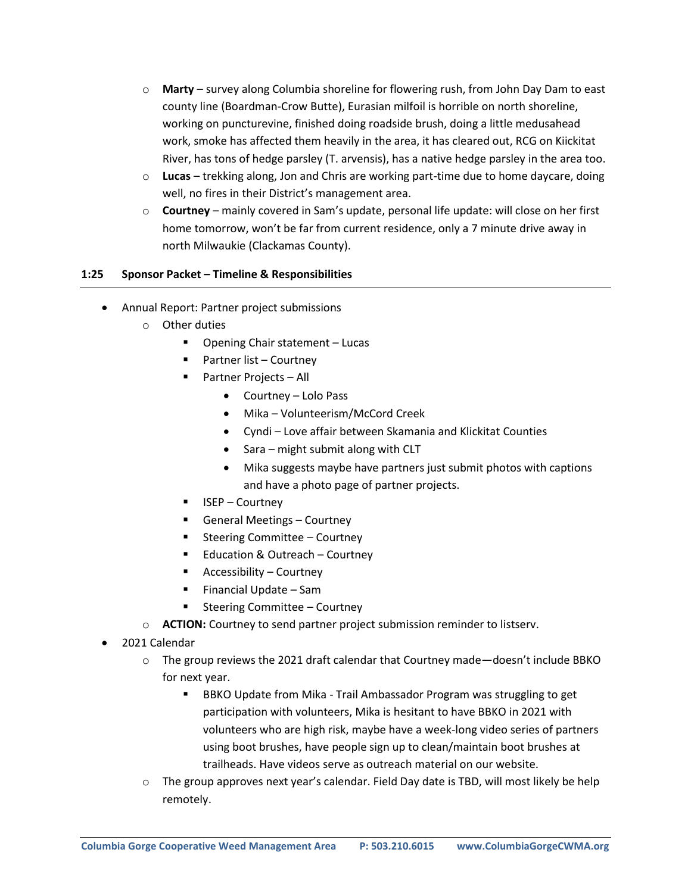- **Marty** – survey along Columbia shoreline for flowering rush, from John Day Dam to east county line (Boardman-Crow Butte), Eurasian milfoil is horrible on north shoreline, working on puncturevine, finished doing roadside brush, doing a little medusahead work, smoke has affected them heavily in the area, it has cleared out, RCG on Kiickitat River, has tons of hedge parsley (T. arvensis), has a native hedge parsley in the area too.
- **Lucas** – trekking along, Jon and Chris are working part-time due to home daycare, doing well, no fires in their District's management area.
- **Courtney** – mainly covered in Sam's update, personal life update: will close on her first home tomorrow, won't be far from current residence, only a 7 minute drive away in north Milwaukie (Clackamas County).

**1:25 Sponsor Packet – Timeline & Responsibilities**

- Annual Report: Partner project submissions
  - Other duties
    - Opening Chair statement – Lucas
    - Partner list – Courtney
    - Partner Projects – All
      - Courtney – Lolo Pass
      - Mika – Volunteerism/McCord Creek
      - Cyndi – Love affair between Skamania and Klickitat Counties
      - Sara – might submit along with CLT
      - Mika suggests maybe have partners just submit photos with captions and have a photo page of partner projects.
    - ISEP – Courtney
    - General Meetings – Courtney
    - Steering Committee – Courtney
    - Education & Outreach – Courtney
    - Accessibility – Courtney
    - Financial Update – Sam
    - Steering Committee – Courtney
  - **ACTION:** Courtney to send partner project submission reminder to listserv.
- 2021 Calendar
  - The group reviews the 2021 draft calendar that Courtney made—doesn't include BBKO for next year.
    - BBKO Update from Mika - Trail Ambassador Program was struggling to get participation with volunteers, Mika is hesitant to have BBKO in 2021 with volunteers who are high risk, maybe have a week-long video series of partners using boot brushes, have people sign up to clean/maintain boot brushes at trailheads. Have videos serve as outreach material on our website.
  - The group approves next year's calendar. Field Day date is TBD, will most likely be help remotely.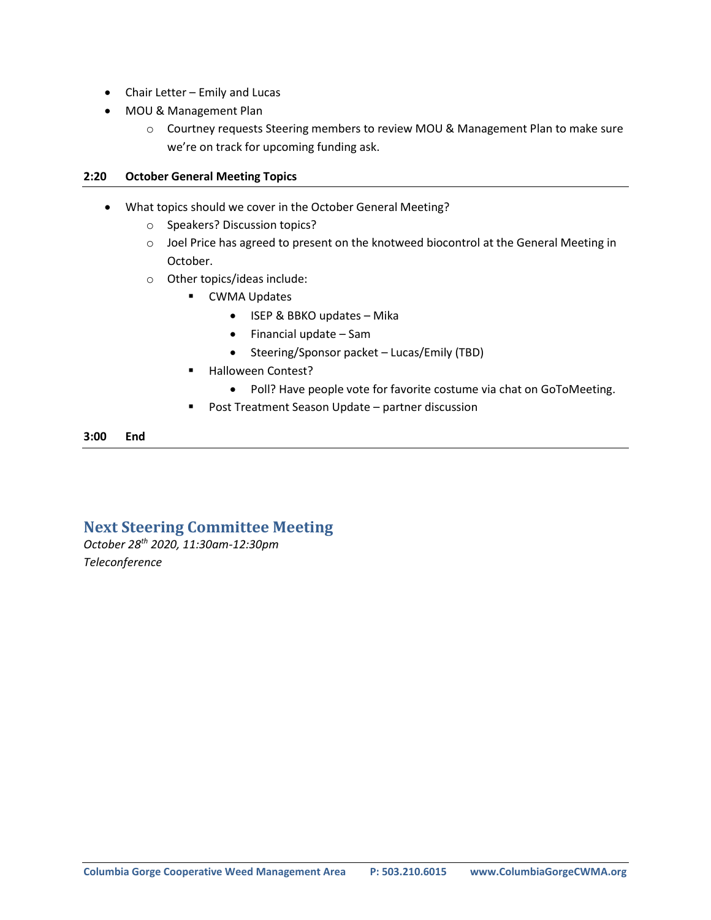- Chair Letter – Emily and Lucas
- MOU & Management Plan
    - Courtney requests Steering members to review MOU & Management Plan to make sure we're on track for upcoming funding ask.

**2:20 October General Meeting Topics**

- What topics should we cover in the October General Meeting?
    - Speakers? Discussion topics?
    - Joel Price has agreed to present on the knotweed biocontrol at the General Meeting in October.
    - Other topics/ideas include:
        - CWMA Updates
            - ISEP & BBKO updates – Mika
            - Financial update – Sam
            - Steering/Sponsor packet – Lucas/Emily (TBD)
        - Halloween Contest?
            - Poll? Have people vote for favorite costume via chat on GoToMeeting.
        - Post Treatment Season Update – partner discussion

**3:00 End**

## Next Steering Committee Meeting

*October 28th 2020, 11:30am-12:30pm*
*Teleconference*